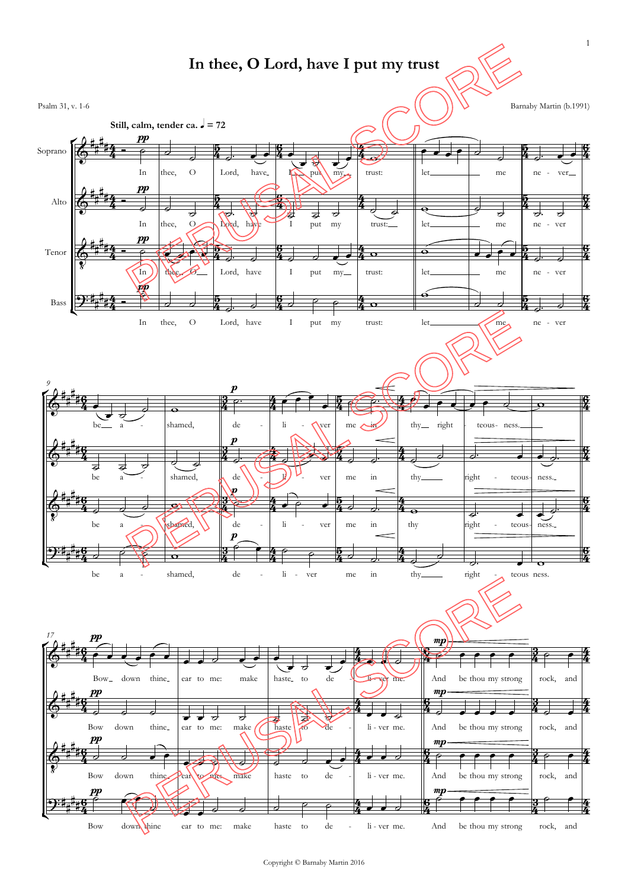# In thee, O Lord, have I put my trust

Psalm 31, v. 1-6

Barnaby Martin (b.1991)

Still, calm, tender ca. ♩ = 72

Copyright © Barnaby Martin 2016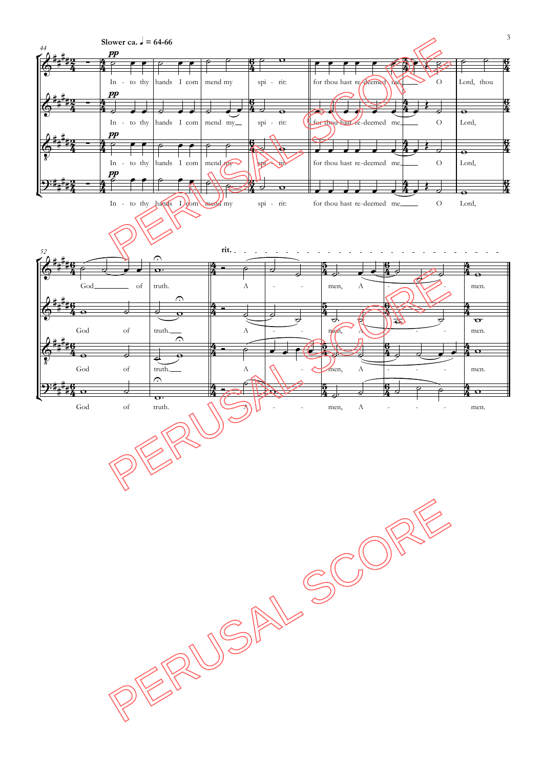Slower ca. ♩ = 64-66

pp

In - to thy hands I com mend my spi - rit: for thou hast re-deemed me, O Lord, thou God of truth.

rit.

A - - men, A - - - - men.

PERUSAL SCORE

PERUSAL SCORE